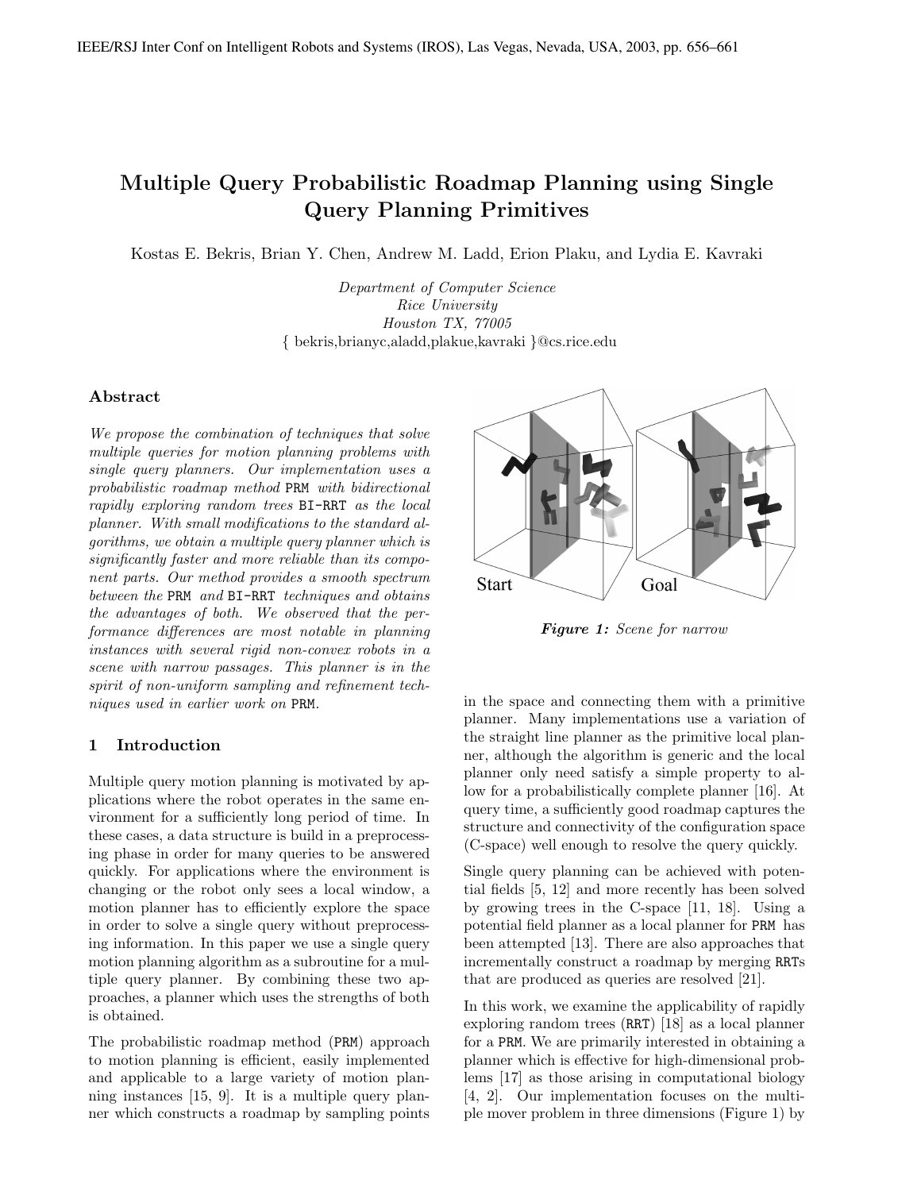# Multiple Query Probabilistic Roadmap Planning using Single Query Planning Primitives

Kostas E. Bekris, Brian Y. Chen, Andrew M. Ladd, Erion Plaku, and Lydia E. Kavraki

*Department of Computer Science*
*Rice University*
*Houston TX, 77005*
{ bekris,brianyc,aladd,plakue,kavraki }@cs.rice.edu

## Abstract

*We propose the combination of techniques that solve multiple queries for motion planning problems with single query planners. Our implementation uses a probabilistic roadmap method* PRM *with bidirectional rapidly exploring random trees* BI-RRT *as the local planner. With small modifications to the standard algorithms, we obtain a multiple query planner which is significantly faster and more reliable than its component parts. Our method provides a smooth spectrum between the* PRM *and* BI-RRT *techniques and obtains the advantages of both. We observed that the performance differences are most notable in planning instances with several rigid non-convex robots in a scene with narrow passages. This planner is in the spirit of non-uniform sampling and refinement techniques used in earlier work on* PRM*.*

Start

Goal

***Figure 1:*** *Scene for narrow*

## 1 Introduction

Multiple query motion planning is motivated by applications where the robot operates in the same environment for a sufficiently long period of time. In these cases, a data structure is build in a preprocessing phase in order for many queries to be answered quickly. For applications where the environment is changing or the robot only sees a local window, a motion planner has to efficiently explore the space in order to solve a single query without preprocessing information. In this paper we use a single query motion planning algorithm as a subroutine for a multiple query planner. By combining these two approaches, a planner which uses the strengths of both is obtained.

The probabilistic roadmap method (PRM) approach to motion planning is efficient, easily implemented and applicable to a large variety of motion planning instances [15, 9]. It is a multiple query planner which constructs a roadmap by sampling points in the space and connecting them with a primitive planner. Many implementations use a variation of the straight line planner as the primitive local planner, although the algorithm is generic and the local planner only need satisfy a simple property to allow for a probabilistically complete planner [16]. At query time, a sufficiently good roadmap captures the structure and connectivity of the configuration space (C-space) well enough to resolve the query quickly.

Single query planning can be achieved with potential fields [5, 12] and more recently has been solved by growing trees in the C-space [11, 18]. Using a potential field planner as a local planner for PRM has been attempted [13]. There are also approaches that incrementally construct a roadmap by merging RRTs that are produced as queries are resolved [21].

In this work, we examine the applicability of rapidly exploring random trees (RRT) [18] as a local planner for a PRM. We are primarily interested in obtaining a planner which is effective for high-dimensional problems [17] as those arising in computational biology [4, 2]. Our implementation focuses on the multiple mover problem in three dimensions (Figure 1) by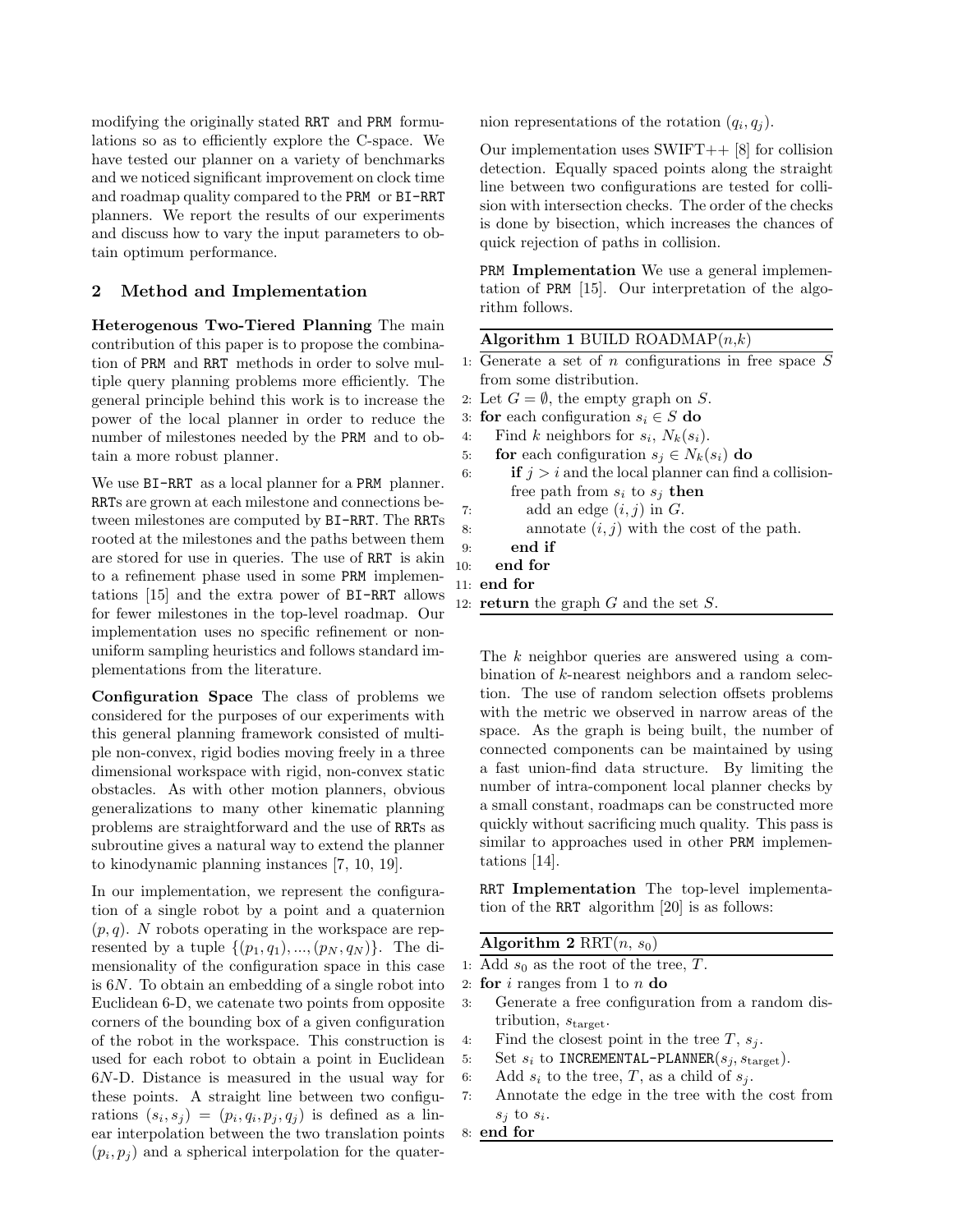modifying the originally stated RRT and PRM formulations so as to efficiently explore the C-space. We have tested our planner on a variety of benchmarks and we noticed significant improvement on clock time and roadmap quality compared to the PRM or BI-RRT planners. We report the results of our experiments and discuss how to vary the input parameters to obtain optimum performance.

## 2 Method and Implementation

**Heterogenous Two-Tiered Planning** The main contribution of this paper is to propose the combination of PRM and RRT methods in order to solve multiple query planning problems more efficiently. The general principle behind this work is to increase the power of the local planner in order to reduce the number of milestones needed by the PRM and to obtain a more robust planner.

We use BI-RRT as a local planner for a PRM planner. RRTs are grown at each milestone and connections between milestones are computed by BI-RRT. The RRTs rooted at the milestones and the paths between them are stored for use in queries. The use of RRT is akin to a refinement phase used in some PRM implementations [15] and the extra power of BI-RRT allows for fewer milestones in the top-level roadmap. Our implementation uses no specific refinement or non-uniform sampling heuristics and follows standard implementations from the literature.

**Configuration Space** The class of problems we considered for the purposes of our experiments with this general planning framework consisted of multiple non-convex, rigid bodies moving freely in a three dimensional workspace with rigid, non-convex static obstacles. As with other motion planners, obvious generalizations to many other kinematic planning problems are straightforward and the use of RRTs as subroutine gives a natural way to extend the planner to kinodynamic planning instances [7, 10, 19].

In our implementation, we represent the configuration of a single robot by a point and a quaternion $(p, q)$. $N$ robots operating in the workspace are represented by a tuple $\{(p_1, q_1), ..., (p_N, q_N)\}$. The dimensionality of the configuration space in this case is $6N$. To obtain an embedding of a single robot into Euclidean 6-D, we catenate two points from opposite corners of the bounding box of a given configuration of the robot in the workspace. This construction is used for each robot to obtain a point in Euclidean $6N$-D. Distance is measured in the usual way for these points. A straight line between two configurations $(s_i, s_j) = (p_i, q_i, p_j, q_j)$ is defined as a linear interpolation between the two translation points $(p_i, p_j)$ and a spherical interpolation for the quaternion representations of the rotation $(q_i, q_j)$.

Our implementation uses SWIFT++ [8] for collision detection. Equally spaced points along the straight line between two configurations are tested for collision with intersection checks. The order of the checks is done by bisection, which increases the chances of quick rejection of paths in collision.

**PRM Implementation** We use a general implementation of PRM [15]. Our interpretation of the algorithm follows.

**Algorithm 1** BUILD ROADMAP($n$,$k$)

1: Generate a set of $n$ configurations in free space $S$ from some distribution.
2: Let $G = \emptyset$, the empty graph on $S$.
3: **for** each configuration $s_i \in S$ **do**
4: &nbsp;&nbsp;&nbsp;Find $k$ neighbors for $s_i$, $N_k(s_i)$.
5: &nbsp;&nbsp;&nbsp;**for** each configuration $s_j \in N_k(s_i)$ **do**
6: &nbsp;&nbsp;&nbsp;&nbsp;&nbsp;&nbsp;**if** $j > i$ and the local planner can find a collision-free path from $s_i$ to $s_j$ **then**
7: &nbsp;&nbsp;&nbsp;&nbsp;&nbsp;&nbsp;&nbsp;&nbsp;&nbsp;add an edge $(i, j)$ in $G$.
8: &nbsp;&nbsp;&nbsp;&nbsp;&nbsp;&nbsp;&nbsp;&nbsp;&nbsp;annotate $(i, j)$ with the cost of the path.
9: &nbsp;&nbsp;&nbsp;&nbsp;&nbsp;&nbsp;**end if**
10: &nbsp;&nbsp;&nbsp;**end for**
11: **end for**
12: **return** the graph $G$ and the set $S$.

The $k$ neighbor queries are answered using a combination of $k$-nearest neighbors and a random selection. The use of random selection offsets problems with the metric we observed in narrow areas of the space. As the graph is being built, the number of connected components can be maintained by using a fast union-find data structure. By limiting the number of intra-component local planner checks by a small constant, roadmaps can be constructed more quickly without sacrificing much quality. This pass is similar to approaches used in other PRM implementations [14].

**RRT Implementation** The top-level implementation of the RRT algorithm [20] is as follows:

**Algorithm 2** RRT($n$, $s_0$)

1: Add $s_0$ as the root of the tree, $T$.
2: **for** $i$ ranges from 1 to $n$ **do**
3: &nbsp;&nbsp;&nbsp;Generate a free configuration from a random distribution, $s_{\text{target}}$.
4: &nbsp;&nbsp;&nbsp;Find the closest point in the tree $T$, $s_j$.
5: &nbsp;&nbsp;&nbsp;Set $s_i$ to INCREMENTAL-PLANNER($s_j$, $s_{\text{target}}$).
6: &nbsp;&nbsp;&nbsp;Add $s_i$ to the tree, $T$, as a child of $s_j$.
7: &nbsp;&nbsp;&nbsp;Annotate the edge in the tree with the cost from $s_j$ to $s_i$.
8: **end for**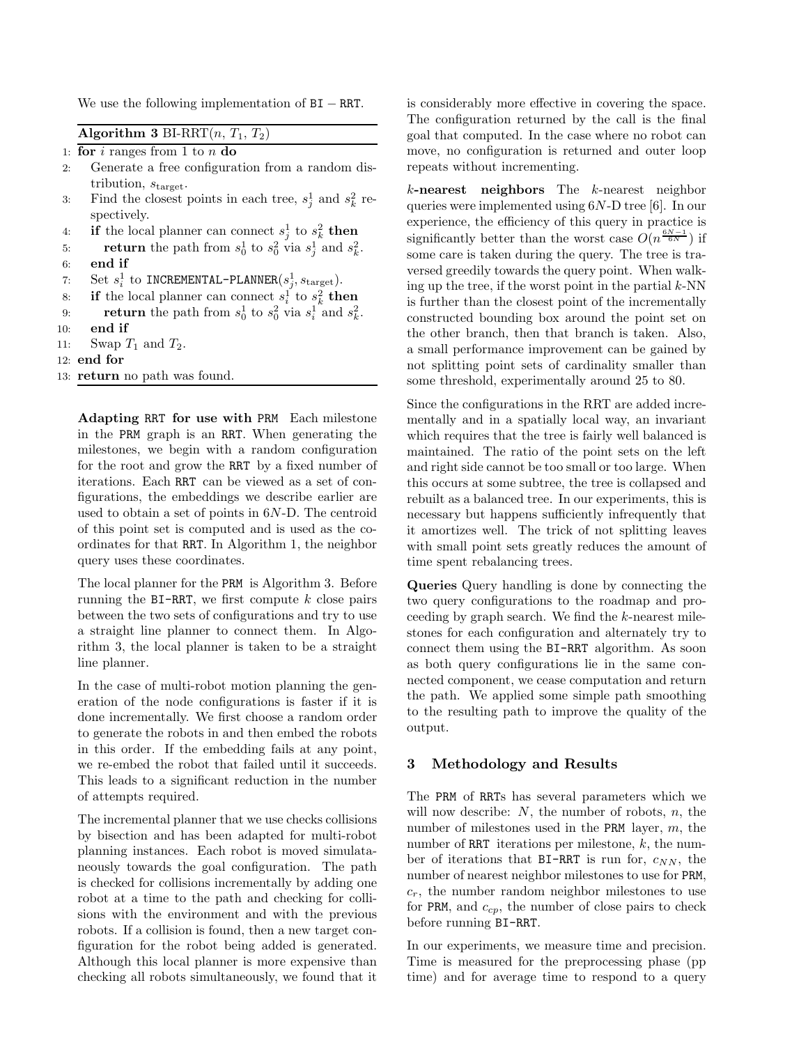We use the following implementation of BI − RRT.

**Algorithm 3** BI-RRT($n$, $T_1$, $T_2$)

```
1: for i ranges from 1 to n do
2:    Generate a free configuration from a random distribution, s_target.
3:    Find the closest points in each tree, s^1_j and s^2_k respectively.
4:    if the local planner can connect s^1_j to s^2_k then
5:       return the path from s^1_0 to s^2_0 via s^1_j and s^2_k.
6:    end if
7:    Set s^1_i to INCREMENTAL-PLANNER(s^1_j, s_target).
8:    if the local planner can connect s^1_i to s^2_k then
9:       return the path from s^1_0 to s^2_0 via s^1_i and s^2_k.
10:   end if
11:   Swap T_1 and T_2.
12: end for
13: return no path was found.
```

**Adapting RRT for use with PRM** Each milestone in the PRM graph is an RRT. When generating the milestones, we begin with a random configuration for the root and grow the RRT by a fixed number of iterations. Each RRT can be viewed as a set of configurations, the embeddings we describe earlier are used to obtain a set of points in $6N$-D. The centroid of this point set is computed and is used as the coordinates for that RRT. In Algorithm 1, the neighbor query uses these coordinates.

The local planner for the PRM is Algorithm 3. Before running the BI-RRT, we first compute $k$ close pairs between the two sets of configurations and try to use a straight line planner to connect them. In Algorithm 3, the local planner is taken to be a straight line planner.

In the case of multi-robot motion planning the generation of the node configurations is faster if it is done incrementally. We first choose a random order to generate the robots in and then embed the robots in this order. If the embedding fails at any point, we re-embed the robot that failed until it succeeds. This leads to a significant reduction in the number of attempts required.

The incremental planner that we use checks collisions by bisection and has been adapted for multi-robot planning instances. Each robot is moved simulataneously towards the goal configuration. The path is checked for collisions incrementally by adding one robot at a time to the path and checking for collisions with the environment and with the previous robots. If a collision is found, then a new target configuration for the robot being added is generated. Although this local planner is more expensive than checking all robots simultaneously, we found that it is considerably more effective in covering the space. The configuration returned by the call is the final goal that computed. In the case where no robot can move, no configuration is returned and outer loop repeats without incrementing.

**$k$-nearest neighbors** The $k$-nearest neighbor queries were implemented using $6N$-D tree [6]. In our experience, the efficiency of this query in practice is significantly better than the worst case $O(n^{\frac{6N-1}{6N}})$ if some care is taken during the query. The tree is traversed greedily towards the query point. When walking up the tree, if the worst point in the partial $k$-NN is further than the closest point of the incrementally constructed bounding box around the point set on the other branch, then that branch is taken. Also, a small performance improvement can be gained by not splitting point sets of cardinality smaller than some threshold, experimentally around 25 to 80.

Since the configurations in the RRT are added incrementally and in a spatially local way, an invariant which requires that the tree is fairly well balanced is maintained. The ratio of the point sets on the left and right side cannot be too small or too large. When this occurs at some subtree, the tree is collapsed and rebuilt as a balanced tree. In our experiments, this is necessary but happens sufficiently infrequently that it amortizes well. The trick of not splitting leaves with small point sets greatly reduces the amount of time spent rebalancing trees.

**Queries** Query handling is done by connecting the two query configurations to the roadmap and proceeding by graph search. We find the $k$-nearest milestones for each configuration and alternately try to connect them using the BI-RRT algorithm. As soon as both query configurations lie in the same connected component, we cease computation and return the path. We applied some simple path smoothing to the resulting path to improve the quality of the output.

## 3 Methodology and Results

The PRM of RRTs has several parameters which we will now describe: $N$, the number of robots, $n$, the number of milestones used in the PRM layer, $m$, the number of RRT iterations per milestone, $k$, the number of iterations that BI-RRT is run for, $c_{NN}$, the number of nearest neighbor milestones to use for PRM, $c_r$, the number random neighbor milestones to use for PRM, and $c_{cp}$, the number of close pairs to check before running BI-RRT.

In our experiments, we measure time and precision. Time is measured for the preprocessing phase (pp time) and for average time to respond to a query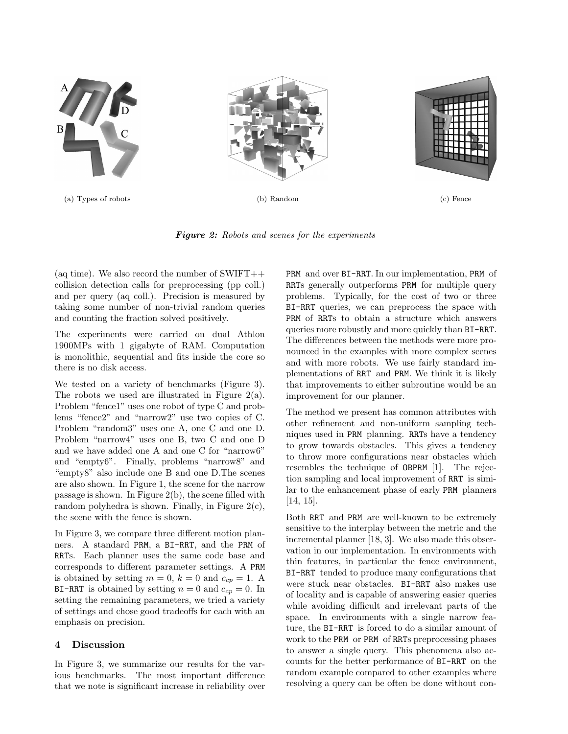(a) Types of robots

(b) Random

(c) Fence

***Figure 2:*** *Robots and scenes for the experiments*

(aq time). We also record the number of SWIFT++ collision detection calls for preprocessing (pp coll.) and per query (aq coll.). Precision is measured by taking some number of non-trivial random queries and counting the fraction solved positively.

The experiments were carried on dual Athlon 1900MPs with 1 gigabyte of RAM. Computation is monolithic, sequential and fits inside the core so there is no disk access.

We tested on a variety of benchmarks (Figure 3). The robots we used are illustrated in Figure 2(a). Problem "fence1" uses one robot of type C and problems "fence2" and "narrow2" use two copies of C. Problem "random3" uses one A, one C and one D. Problem "narrow4" uses one B, two C and one D and we have added one A and one C for "narrow6" and "empty6". Finally, problems "narrow8" and "empty8" also include one B and one D.The scenes are also shown. In Figure 1, the scene for the narrow passage is shown. In Figure 2(b), the scene filled with random polyhedra is shown. Finally, in Figure 2(c), the scene with the fence is shown.

In Figure 3, we compare three different motion planners. A standard `PRM`, a `BI-RRT`, and the `PRM` of `RRT`s. Each planner uses the same code base and corresponds to different parameter settings. A `PRM` is obtained by setting $m = 0$, $k = 0$ and $c_{cp} = 1$. A `BI-RRT` is obtained by setting $n = 0$ and $c_{cp} = 0$. In setting the remaining parameters, we tried a variety of settings and chose good tradeoffs for each with an emphasis on precision.

## 4 Discussion

In Figure 3, we summarize our results for the various benchmarks. The most important difference that we note is significant increase in reliability over `PRM` and over `BI-RRT`. In our implementation, `PRM` of `RRT`s generally outperforms `PRM` for multiple query problems. Typically, for the cost of two or three `BI-RRT` queries, we can preprocess the space with `PRM` of `RRT`s to obtain a structure which answers queries more robustly and more quickly than `BI-RRT`. The differences between the methods were more pronounced in the examples with more complex scenes and with more robots. We use fairly standard implementations of `RRT` and `PRM`. We think it is likely that improvements to either subroutine would be an improvement for our planner.

The method we present has common attributes with other refinement and non-uniform sampling techniques used in `PRM` planning. `RRT`s have a tendency to grow towards obstacles. This gives a tendency to throw more configurations near obstacles which resembles the technique of `OBPRM` [1]. The rejection sampling and local improvement of `RRT` is similar to the enhancement phase of early `PRM` planners [14, 15].

Both `RRT` and `PRM` are well-known to be extremely sensitive to the interplay between the metric and the incremental planner [18, 3]. We also made this observation in our implementation. In environments with thin features, in particular the fence environment, `BI-RRT` tended to produce many configurations that were stuck near obstacles. `BI-RRT` also makes use of locality and is capable of answering easier queries while avoiding difficult and irrelevant parts of the space. In environments with a single narrow feature, the `BI-RRT` is forced to do a similar amount of work to the `PRM` or `PRM` of `RRT`s preprocessing phases to answer a single query. This phenomena also accounts for the better performance of `BI-RRT` on the random example compared to other examples where resolving a query can be often be done without con-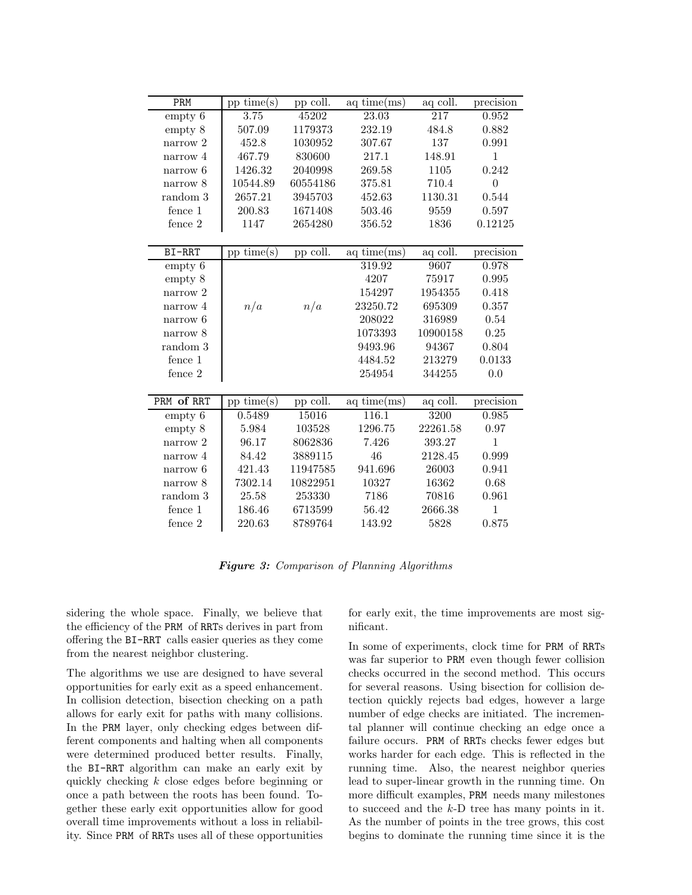| PRM | pp time(s) | pp coll. | aq time(ms) | aq coll. | precision |
|---|---|---|---|---|---|
| empty 6 | 3.75 | 45202 | 23.03 | 217 | 0.952 |
| empty 8 | 507.09 | 1179373 | 232.19 | 484.8 | 0.882 |
| narrow 2 | 452.8 | 1030952 | 307.67 | 137 | 0.991 |
| narrow 4 | 467.79 | 830600 | 217.1 | 148.91 | 1 |
| narrow 6 | 1426.32 | 2040998 | 269.58 | 1105 | 0.242 |
| narrow 8 | 10544.89 | 60554186 | 375.81 | 710.4 | 0 |
| random 3 | 2657.21 | 3945703 | 452.63 | 1130.31 | 0.544 |
| fence 1 | 200.83 | 1671408 | 503.46 | 9559 | 0.597 |
| fence 2 | 1147 | 2654280 | 356.52 | 1836 | 0.12125 |

| BI-RRT | pp time(s) | pp coll. | aq time(ms) | aq coll. | precision |
|---|---|---|---|---|---|
| empty 6 | | | 319.92 | 9607 | 0.978 |
| empty 8 | | | 4207 | 75917 | 0.995 |
| narrow 2 | | | 154297 | 1954355 | 0.418 |
| narrow 4 | $n/a$ | $n/a$ | 23250.72 | 695309 | 0.357 |
| narrow 6 | | | 208022 | 316989 | 0.54 |
| narrow 8 | | | 1073393 | 10900158 | 0.25 |
| random 3 | | | 9493.96 | 94367 | 0.804 |
| fence 1 | | | 4484.52 | 213279 | 0.0133 |
| fence 2 | | | 254954 | 344255 | 0.0 |

| PRM of RRT | pp time(s) | pp coll. | aq time(ms) | aq coll. | precision |
|---|---|---|---|---|---|
| empty 6 | 0.5489 | 15016 | 116.1 | 3200 | 0.985 |
| empty 8 | 5.984 | 103528 | 1296.75 | 22261.58 | 0.97 |
| narrow 2 | 96.17 | 8062836 | 7.426 | 393.27 | 1 |
| narrow 4 | 84.42 | 3889115 | 46 | 2128.45 | 0.999 |
| narrow 6 | 421.43 | 11947585 | 941.696 | 26003 | 0.941 |
| narrow 8 | 7302.14 | 10822951 | 10327 | 16362 | 0.68 |
| random 3 | 25.58 | 253330 | 7186 | 70816 | 0.961 |
| fence 1 | 186.46 | 6713599 | 56.42 | 2666.38 | 1 |
| fence 2 | 220.63 | 8789764 | 143.92 | 5828 | 0.875 |

***Figure 3:*** *Comparison of Planning Algorithms*

sidering the whole space. Finally, we believe that the efficiency of the PRM of RRTs derives in part from offering the BI-RRT calls easier queries as they come from the nearest neighbor clustering.

The algorithms we use are designed to have several opportunities for early exit as a speed enhancement. In collision detection, bisection checking on a path allows for early exit for paths with many collisions. In the PRM layer, only checking edges between different components and halting when all components were determined produced better results. Finally, the BI-RRT algorithm can make an early exit by quickly checking $k$ close edges before beginning or once a path between the roots has been found. Together these early exit opportunities allow for good overall time improvements without a loss in reliability. Since PRM of RRTs uses all of these opportunities for early exit, the time improvements are most significant.

In some of experiments, clock time for PRM of RRTs was far superior to PRM even though fewer collision checks occurred in the second method. This occurs for several reasons. Using bisection for collision detection quickly rejects bad edges, however a large number of edge checks are initiated. The incremental planner will continue checking an edge once a failure occurs. PRM of RRTs checks fewer edges but works harder for each edge. This is reflected in the running time. Also, the nearest neighbor queries lead to super-linear growth in the running time. On more difficult examples, PRM needs many milestones to succeed and the $k$-D tree has many points in it. As the number of points in the tree grows, this cost begins to dominate the running time since it is the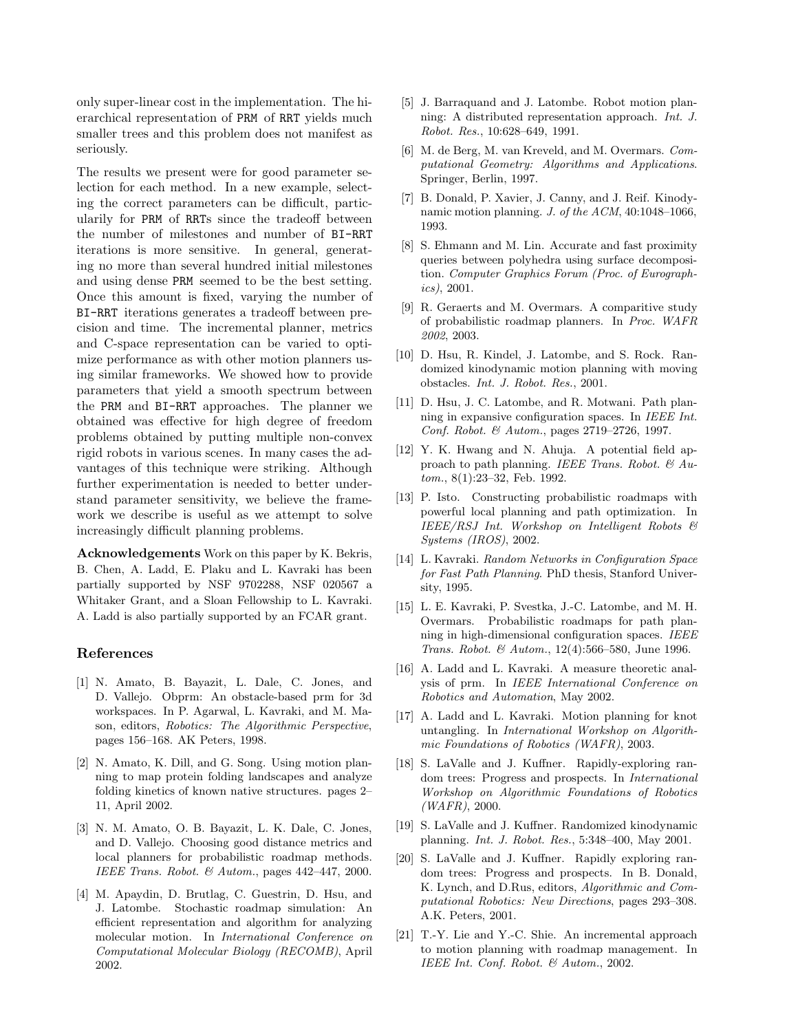only super-linear cost in the implementation. The hierarchical representation of PRM of RRT yields much smaller trees and this problem does not manifest as seriously.

The results we present were for good parameter selection for each method. In a new example, selecting the correct parameters can be difficult, particularily for PRM of RRTs since the tradeoff between the number of milestones and number of BI-RRT iterations is more sensitive. In general, generating no more than several hundred initial milestones and using dense PRM seemed to be the best setting. Once this amount is fixed, varying the number of BI-RRT iterations generates a tradeoff between precision and time. The incremental planner, metrics and C-space representation can be varied to optimize performance as with other motion planners using similar frameworks. We showed how to provide parameters that yield a smooth spectrum between the PRM and BI-RRT approaches. The planner we obtained was effective for high degree of freedom problems obtained by putting multiple non-convex rigid robots in various scenes. In many cases the advantages of this technique were striking. Although further experimentation is needed to better understand parameter sensitivity, we believe the framework we describe is useful as we attempt to solve increasingly difficult planning problems.

**Acknowledgements** Work on this paper by K. Bekris, B. Chen, A. Ladd, E. Plaku and L. Kavraki has been partially supported by NSF 9702288, NSF 020567 a Whitaker Grant, and a Sloan Fellowship to L. Kavraki. A. Ladd is also partially supported by an FCAR grant.

## References

[1] N. Amato, B. Bayazit, L. Dale, C. Jones, and D. Vallejo. Obprm: An obstacle-based prm for 3d workspaces. In P. Agarwal, L. Kavraki, and M. Mason, editors, *Robotics: The Algorithmic Perspective*, pages 156–168. AK Peters, 1998.

[2] N. Amato, K. Dill, and G. Song. Using motion planning to map protein folding landscapes and analyze folding kinetics of known native structures. pages 2–11, April 2002.

[3] N. M. Amato, O. B. Bayazit, L. K. Dale, C. Jones, and D. Vallejo. Choosing good distance metrics and local planners for probabilistic roadmap methods. *IEEE Trans. Robot. & Autom.*, pages 442–447, 2000.

[4] M. Apaydin, D. Brutlag, C. Guestrin, D. Hsu, and J. Latombe. Stochastic roadmap simulation: An efficient representation and algorithm for analyzing molecular motion. In *International Conference on Computational Molecular Biology (RECOMB)*, April 2002.

[5] J. Barraquand and J. Latombe. Robot motion planning: A distributed representation approach. *Int. J. Robot. Res.*, 10:628–649, 1991.

[6] M. de Berg, M. van Kreveld, and M. Overmars. *Computational Geometry: Algorithms and Applications*. Springer, Berlin, 1997.

[7] B. Donald, P. Xavier, J. Canny, and J. Reif. Kinodynamic motion planning. *J. of the ACM*, 40:1048–1066, 1993.

[8] S. Ehmann and M. Lin. Accurate and fast proximity queries between polyhedra using surface decomposition. *Computer Graphics Forum (Proc. of Eurographics)*, 2001.

[9] R. Geraerts and M. Overmars. A comparitive study of probabilistic roadmap planners. In *Proc. WAFR 2002*, 2003.

[10] D. Hsu, R. Kindel, J. Latombe, and S. Rock. Randomized kinodynamic motion planning with moving obstacles. *Int. J. Robot. Res.*, 2001.

[11] D. Hsu, J. C. Latombe, and R. Motwani. Path planning in expansive configuration spaces. In *IEEE Int. Conf. Robot. & Autom.*, pages 2719–2726, 1997.

[12] Y. K. Hwang and N. Ahuja. A potential field approach to path planning. *IEEE Trans. Robot. & Autom.*, 8(1):23–32, Feb. 1992.

[13] P. Isto. Constructing probabilistic roadmaps with powerful local planning and path optimization. In *IEEE/RSJ Int. Workshop on Intelligent Robots & Systems (IROS)*, 2002.

[14] L. Kavraki. *Random Networks in Configuration Space for Fast Path Planning*. PhD thesis, Stanford University, 1995.

[15] L. E. Kavraki, P. Svestka, J.-C. Latombe, and M. H. Overmars. Probabilistic roadmaps for path planning in high-dimensional configuration spaces. *IEEE Trans. Robot. & Autom.*, 12(4):566–580, June 1996.

[16] A. Ladd and L. Kavraki. A measure theoretic analysis of prm. In *IEEE International Conference on Robotics and Automation*, May 2002.

[17] A. Ladd and L. Kavraki. Motion planning for knot untangling. In *International Workshop on Algorithmic Foundations of Robotics (WAFR)*, 2003.

[18] S. LaValle and J. Kuffner. Rapidly-exploring random trees: Progress and prospects. In *International Workshop on Algorithmic Foundations of Robotics (WAFR)*, 2000.

[19] S. LaValle and J. Kuffner. Randomized kinodynamic planning. *Int. J. Robot. Res.*, 5:348–400, May 2001.

[20] S. LaValle and J. Kuffner. Rapidly exploring random trees: Progress and prospects. In B. Donald, K. Lynch, and D.Rus, editors, *Algorithmic and Computational Robotics: New Directions*, pages 293–308. A.K. Peters, 2001.

[21] T.-Y. Lie and Y.-C. Shie. An incremental approach to motion planning with roadmap management. In *IEEE Int. Conf. Robot. & Autom.*, 2002.